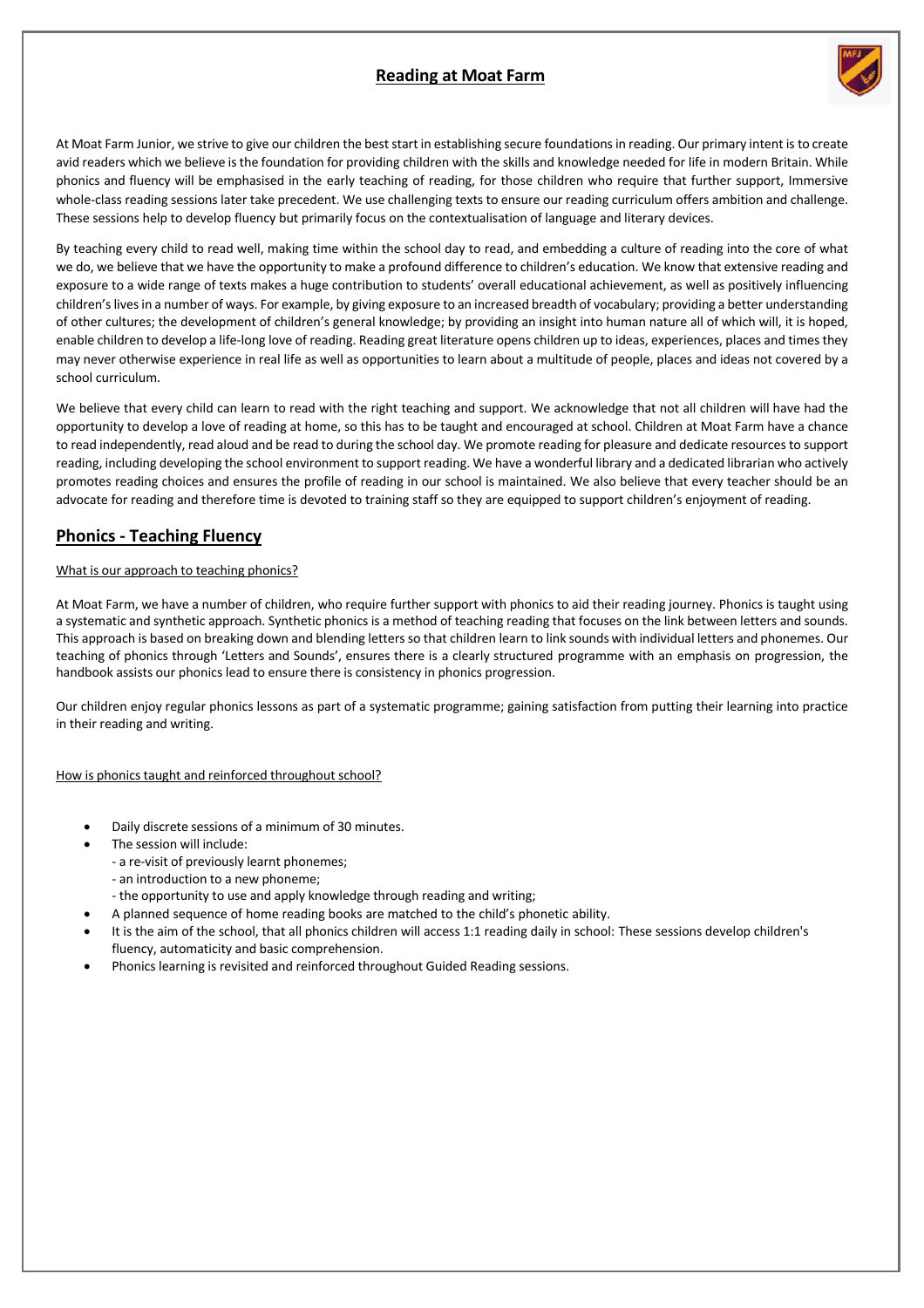# Reading at Moat Farm

At Moat Farm Junior, we strive to give our children the best start in establishing secure foundations in reading. Our primary intent is to create avid readers which we believe is the foundation for providing children with the skills and knowledge needed for life in modern Britain. While phonics and fluency will be emphasised in the early teaching of reading, for those children who require that further support, Immersive whole-class reading sessions later take precedent. We use challenging texts to ensure our reading curriculum offers ambition and challenge. These sessions help to develop fluency but primarily focus on the contextualisation of language and literary devices.

By teaching every child to read well, making time within the school day to read, and embedding a culture of reading into the core of what we do, we believe that we have the opportunity to make a profound difference to children's education. We know that extensive reading and exposure to a wide range of texts makes a huge contribution to students' overall educational achievement, as well as positively influencing children's lives in a number of ways. For example, by giving exposure to an increased breadth of vocabulary; providing a better understanding of other cultures; the development of children's general knowledge; by providing an insight into human nature all of which will, it is hoped, enable children to develop a life-long love of reading. Reading great literature opens children up to ideas, experiences, places and times they may never otherwise experience in real life as well as opportunities to learn about a multitude of people, places and ideas not covered by a school curriculum.

We believe that every child can learn to read with the right teaching and support. We acknowledge that not all children will have had the opportunity to develop a love of reading at home, so this has to be taught and encouraged at school. Children at Moat Farm have a chance to read independently, read aloud and be read to during the school day. We promote reading for pleasure and dedicate resources to support reading, including developing the school environment to support reading. We have a wonderful library and a dedicated librarian who actively promotes reading choices and ensures the profile of reading in our school is maintained. We also believe that every teacher should be an advocate for reading and therefore time is devoted to training staff so they are equipped to support children's enjoyment of reading.

## Phonics - Teaching Fluency

What is our approach to teaching phonics?

At Moat Farm, we have a number of children, who require further support with phonics to aid their reading journey. Phonics is taught using a systematic and synthetic approach. Synthetic phonics is a method of teaching reading that focuses on the link between letters and sounds. This approach is based on breaking down and blending letters so that children learn to link sounds with individual letters and phonemes. Our teaching of phonics through 'Letters and Sounds', ensures there is a clearly structured programme with an emphasis on progression, the handbook assists our phonics lead to ensure there is consistency in phonics progression.

Our children enjoy regular phonics lessons as part of a systematic programme; gaining satisfaction from putting their learning into practice in their reading and writing.

How is phonics taught and reinforced throughout school?

- Daily discrete sessions of a minimum of 30 minutes.
- The session will include:
  - a re-visit of previously learnt phonemes;
  - an introduction to a new phoneme;
  - the opportunity to use and apply knowledge through reading and writing;
- A planned sequence of home reading books are matched to the child's phonetic ability.
- It is the aim of the school, that all phonics children will access 1:1 reading daily in school: These sessions develop children's fluency, automaticity and basic comprehension.
- Phonics learning is revisited and reinforced throughout Guided Reading sessions.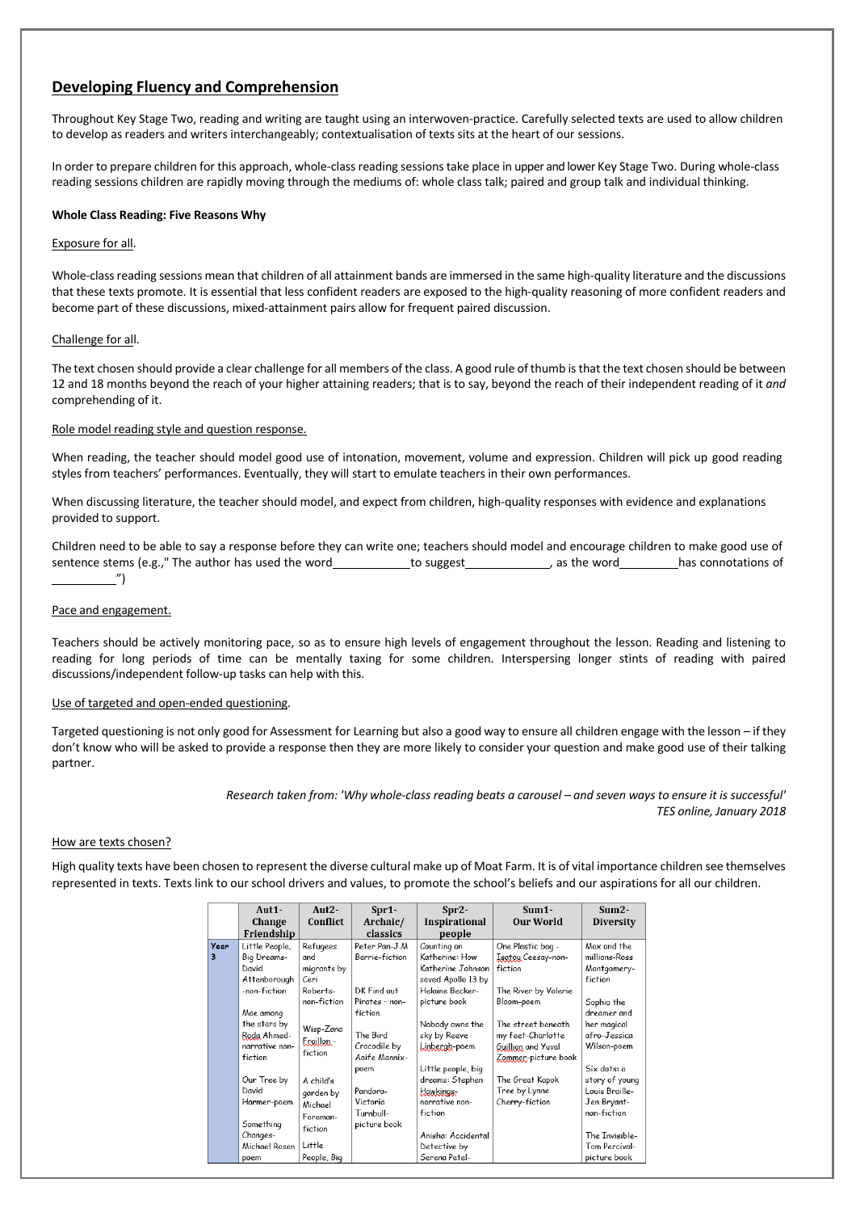## Developing Fluency and Comprehension

Throughout Key Stage Two, reading and writing are taught using an interwoven-practice. Carefully selected texts are used to allow children to develop as readers and writers interchangeably; contextualisation of texts sits at the heart of our sessions.

In order to prepare children for this approach, whole-class reading sessions take place in upper and lower Key Stage Two. During whole-class reading sessions children are rapidly moving through the mediums of: whole class talk; paired and group talk and individual thinking.

**Whole Class Reading: Five Reasons Why**

Exposure for all.

Whole-class reading sessions mean that children of all attainment bands are immersed in the same high-quality literature and the discussions that these texts promote. It is essential that less confident readers are exposed to the high-quality reasoning of more confident readers and become part of these discussions, mixed-attainment pairs allow for frequent paired discussion.

Challenge for all.

The text chosen should provide a clear challenge for all members of the class. A good rule of thumb is that the text chosen should be between 12 and 18 months beyond the reach of your higher attaining readers; that is to say, beyond the reach of their independent reading of it *and* comprehending of it.

Role model reading style and question response.

When reading, the teacher should model good use of intonation, movement, volume and expression. Children will pick up good reading styles from teachers' performances. Eventually, they will start to emulate teachers in their own performances.

When discussing literature, the teacher should model, and expect from children, high-quality responses with evidence and explanations provided to support.

Children need to be able to say a response before they can write one; teachers should model and encourage children to make good use of sentence stems (e.g.," The author has used the word\_\_\_\_\_\_\_\_\_\_\_\_to suggest\_\_\_\_\_\_\_\_\_\_\_\_\_, as the word\_\_\_\_\_\_\_\_\_has connotations of \_\_\_\_\_\_\_\_\_\_")

Pace and engagement.

Teachers should be actively monitoring pace, so as to ensure high levels of engagement throughout the lesson. Reading and listening to reading for long periods of time can be mentally taxing for some children. Interspersing longer stints of reading with paired discussions/independent follow-up tasks can help with this.

Use of targeted and open-ended questioning.

Targeted questioning is not only good for Assessment for Learning but also a good way to ensure all children engage with the lesson – if they don't know who will be asked to provide a response then they are more likely to consider your question and make good use of their talking partner.

*Research taken from: 'Why whole-class reading beats a carousel – and seven ways to ensure it is successful' TES online, January 2018*

How are texts chosen?

High quality texts have been chosen to represent the diverse cultural make up of Moat Farm. It is of vital importance children see themselves represented in texts. Texts link to our school drivers and values, to promote the school's beliefs and our aspirations for all our children.

| | Aut1- Change Friendship | Aut2- Conflict | Spr1- Archaic/ classics | Spr2- Inspirational people | Sum1- Our World | Sum2- Diversity |
|---|---|---|---|---|---|---|
| Year 3 | Little People, Big Dreams- David Attenborough -non-fiction<br><br>Mae among the stars by Roda Ahmed- narrative non-fiction<br><br>Our Tree by David Harmer-poem<br><br>Something Changes- Michael Rosen poem | Refugees and migrants by Ceri Roberts- non-fiction<br><br>Wisp-Zana Fraillon- fiction<br><br>A child's garden by Michael Foreman-fiction<br><br>Little People, Big | Peter Pan-J.M Barrie-fiction<br><br>DK Find out Pirates - non-fiction<br><br>The Bird Crocodile by Aoife Mannix-poem<br><br>Pandora- Victoria Turnbull- picture book | Counting on Katherine: How Katherine Johnson saved Apollo 13 by Helaine Becker- picture book<br><br>Nobody owns the sky by Reeve Linbergh-poem<br><br>Little people, big dreams: Stephen Hawkings- narrative non-fiction<br><br>Anisha: Accidental Detective by Serena Patel- | One Plastic bag - Isatou Ceesay-non-fiction<br><br>The River by Valerie Bloom-poem<br><br>The street beneath my feet-Charlotte Guillion and Yuval Zommer-picture book<br><br>The Great Kapok Tree by Lynne Cherry-fiction | Max and the millions-Ross Montgomery-fiction<br><br>Sophia the dreamer and her magical afro-Jessica Wilson-poem<br><br>Six dots: a story of young Louis Braille- Jen Bryant- non-fiction<br><br>The Invisible- Tom Percival- picture book |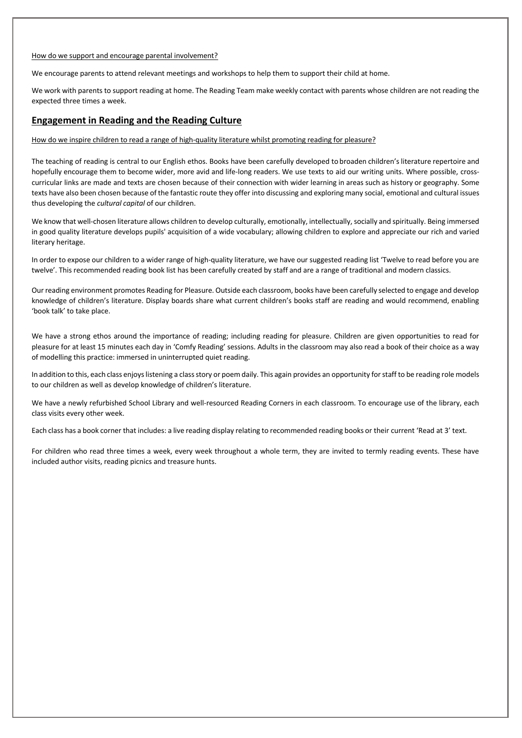How do we support and encourage parental involvement?

We encourage parents to attend relevant meetings and workshops to help them to support their child at home.

We work with parents to support reading at home. The Reading Team make weekly contact with parents whose children are not reading the expected three times a week.

## Engagement in Reading and the Reading Culture

How do we inspire children to read a range of high-quality literature whilst promoting reading for pleasure?

The teaching of reading is central to our English ethos. Books have been carefully developed to broaden children's literature repertoire and hopefully encourage them to become wider, more avid and life-long readers. We use texts to aid our writing units. Where possible, cross-curricular links are made and texts are chosen because of their connection with wider learning in areas such as history or geography. Some texts have also been chosen because of the fantastic route they offer into discussing and exploring many social, emotional and cultural issues thus developing the *cultural capital* of our children.

We know that well-chosen literature allows children to develop culturally, emotionally, intellectually, socially and spiritually. Being immersed in good quality literature develops pupils' acquisition of a wide vocabulary; allowing children to explore and appreciate our rich and varied literary heritage.

In order to expose our children to a wider range of high-quality literature, we have our suggested reading list 'Twelve to read before you are twelve'. This recommended reading book list has been carefully created by staff and are a range of traditional and modern classics.

Our reading environment promotes Reading for Pleasure. Outside each classroom, books have been carefully selected to engage and develop knowledge of children's literature. Display boards share what current children's books staff are reading and would recommend, enabling 'book talk' to take place.

We have a strong ethos around the importance of reading; including reading for pleasure. Children are given opportunities to read for pleasure for at least 15 minutes each day in 'Comfy Reading' sessions. Adults in the classroom may also read a book of their choice as a way of modelling this practice: immersed in uninterrupted quiet reading.

In addition to this, each class enjoys listening a class story or poem daily. This again provides an opportunity for staff to be reading role models to our children as well as develop knowledge of children's literature.

We have a newly refurbished School Library and well-resourced Reading Corners in each classroom. To encourage use of the library, each class visits every other week.

Each class has a book corner that includes: a live reading display relating to recommended reading books or their current 'Read at 3' text.

For children who read three times a week, every week throughout a whole term, they are invited to termly reading events. These have included author visits, reading picnics and treasure hunts.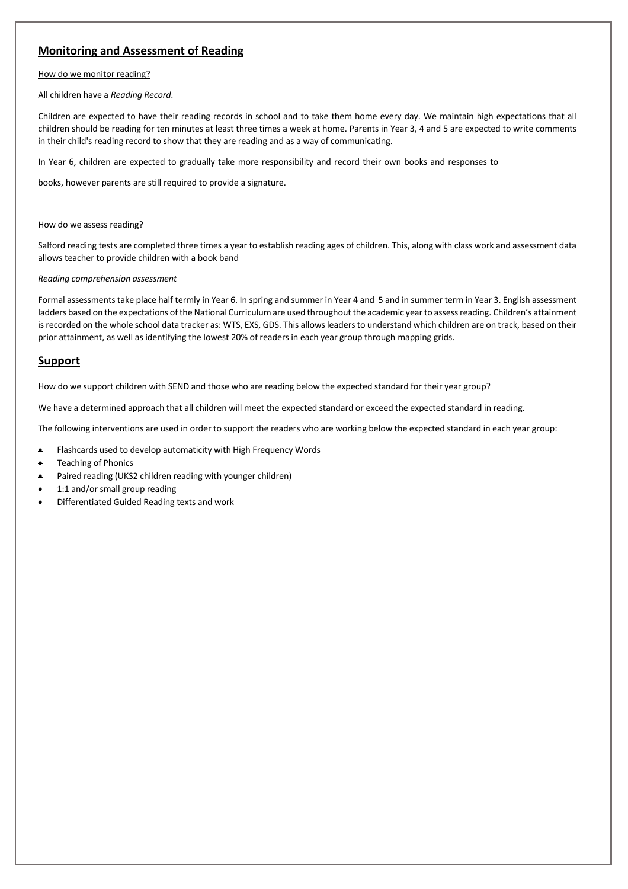## Monitoring and Assessment of Reading

How do we monitor reading?

All children have a *Reading Record*.

Children are expected to have their reading records in school and to take them home every day. We maintain high expectations that all children should be reading for ten minutes at least three times a week at home. Parents in Year 3, 4 and 5 are expected to write comments in their child's reading record to show that they are reading and as a way of communicating.

In Year 6, children are expected to gradually take more responsibility and record their own books and responses to

books, however parents are still required to provide a signature.

How do we assess reading?

Salford reading tests are completed three times a year to establish reading ages of children. This, along with class work and assessment data allows teacher to provide children with a book band

*Reading comprehension assessment*

Formal assessments take place half termly in Year 6. In spring and summer in Year 4 and 5 and in summer term in Year 3. English assessment ladders based on the expectations of the National Curriculum are used throughout the academic year to assess reading. Children's attainment is recorded on the whole school data tracker as: WTS, EXS, GDS. This allows leaders to understand which children are on track, based on their prior attainment, as well as identifying the lowest 20% of readers in each year group through mapping grids.

## Support

How do we support children with SEND and those who are reading below the expected standard for their year group?

We have a determined approach that all children will meet the expected standard or exceed the expected standard in reading.

The following interventions are used in order to support the readers who are working below the expected standard in each year group:

- Flashcards used to develop automaticity with High Frequency Words
- Teaching of Phonics
- Paired reading (UKS2 children reading with younger children)
- 1:1 and/or small group reading
- Differentiated Guided Reading texts and work